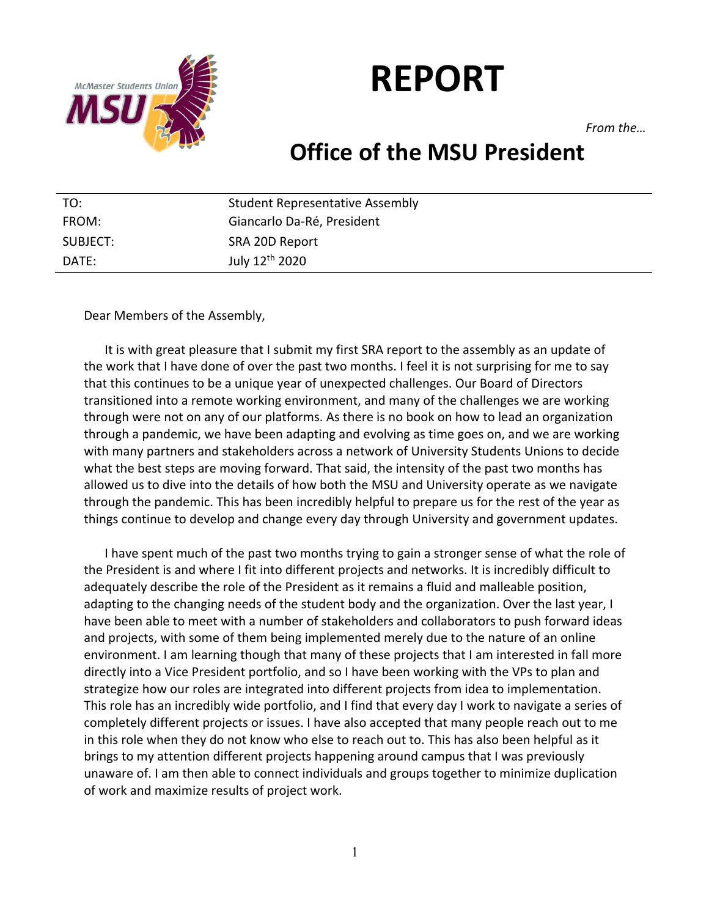# REPORT

*From the…*

## Office of the MSU President

| | |
|---|---|
| TO: | Student Representative Assembly |
| FROM: | Giancarlo Da-Ré, President |
| SUBJECT: | SRA 20D Report |
| DATE: | July 12th 2020 |

Dear Members of the Assembly,

It is with great pleasure that I submit my first SRA report to the assembly as an update of the work that I have done of over the past two months. I feel it is not surprising for me to say that this continues to be a unique year of unexpected challenges. Our Board of Directors transitioned into a remote working environment, and many of the challenges we are working through were not on any of our platforms. As there is no book on how to lead an organization through a pandemic, we have been adapting and evolving as time goes on, and we are working with many partners and stakeholders across a network of University Students Unions to decide what the best steps are moving forward. That said, the intensity of the past two months has allowed us to dive into the details of how both the MSU and University operate as we navigate through the pandemic. This has been incredibly helpful to prepare us for the rest of the year as things continue to develop and change every day through University and government updates.

I have spent much of the past two months trying to gain a stronger sense of what the role of the President is and where I fit into different projects and networks. It is incredibly difficult to adequately describe the role of the President as it remains a fluid and malleable position, adapting to the changing needs of the student body and the organization. Over the last year, I have been able to meet with a number of stakeholders and collaborators to push forward ideas and projects, with some of them being implemented merely due to the nature of an online environment. I am learning though that many of these projects that I am interested in fall more directly into a Vice President portfolio, and so I have been working with the VPs to plan and strategize how our roles are integrated into different projects from idea to implementation. This role has an incredibly wide portfolio, and I find that every day I work to navigate a series of completely different projects or issues. I have also accepted that many people reach out to me in this role when they do not know who else to reach out to. This has also been helpful as it brings to my attention different projects happening around campus that I was previously unaware of. I am then able to connect individuals and groups together to minimize duplication of work and maximize results of project work.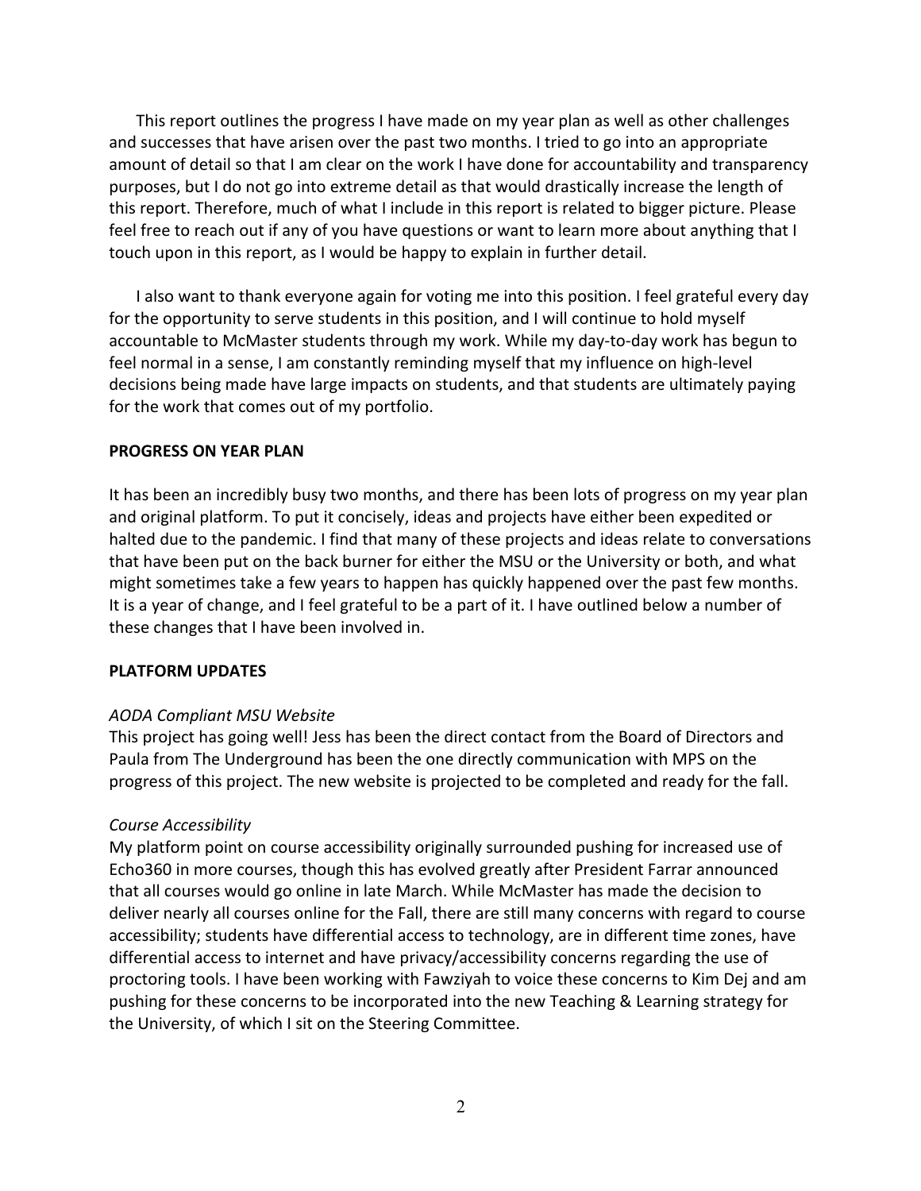This report outlines the progress I have made on my year plan as well as other challenges and successes that have arisen over the past two months. I tried to go into an appropriate amount of detail so that I am clear on the work I have done for accountability and transparency purposes, but I do not go into extreme detail as that would drastically increase the length of this report. Therefore, much of what I include in this report is related to bigger picture. Please feel free to reach out if any of you have questions or want to learn more about anything that I touch upon in this report, as I would be happy to explain in further detail.

I also want to thank everyone again for voting me into this position. I feel grateful every day for the opportunity to serve students in this position, and I will continue to hold myself accountable to McMaster students through my work. While my day-to-day work has begun to feel normal in a sense, I am constantly reminding myself that my influence on high-level decisions being made have large impacts on students, and that students are ultimately paying for the work that comes out of my portfolio.

**PROGRESS ON YEAR PLAN**

It has been an incredibly busy two months, and there has been lots of progress on my year plan and original platform. To put it concisely, ideas and projects have either been expedited or halted due to the pandemic. I find that many of these projects and ideas relate to conversations that have been put on the back burner for either the MSU or the University or both, and what might sometimes take a few years to happen has quickly happened over the past few months. It is a year of change, and I feel grateful to be a part of it. I have outlined below a number of these changes that I have been involved in.

**PLATFORM UPDATES**

*AODA Compliant MSU Website*
This project has going well! Jess has been the direct contact from the Board of Directors and Paula from The Underground has been the one directly communication with MPS on the progress of this project. The new website is projected to be completed and ready for the fall.

*Course Accessibility*
My platform point on course accessibility originally surrounded pushing for increased use of Echo360 in more courses, though this has evolved greatly after President Farrar announced that all courses would go online in late March. While McMaster has made the decision to deliver nearly all courses online for the Fall, there are still many concerns with regard to course accessibility; students have differential access to technology, are in different time zones, have differential access to internet and have privacy/accessibility concerns regarding the use of proctoring tools. I have been working with Fawziyah to voice these concerns to Kim Dej and am pushing for these concerns to be incorporated into the new Teaching & Learning strategy for the University, of which I sit on the Steering Committee.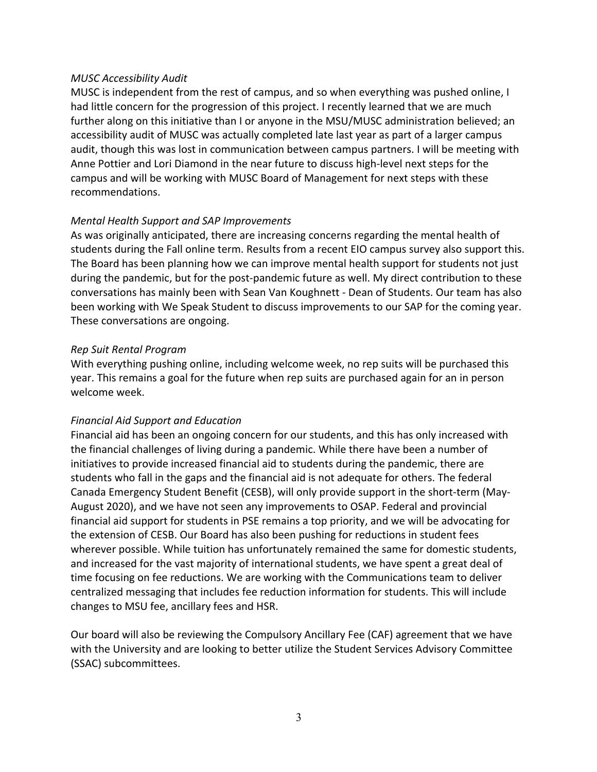*MUSC Accessibility Audit*

MUSC is independent from the rest of campus, and so when everything was pushed online, I had little concern for the progression of this project. I recently learned that we are much further along on this initiative than I or anyone in the MSU/MUSC administration believed; an accessibility audit of MUSC was actually completed late last year as part of a larger campus audit, though this was lost in communication between campus partners. I will be meeting with Anne Pottier and Lori Diamond in the near future to discuss high-level next steps for the campus and will be working with MUSC Board of Management for next steps with these recommendations.

*Mental Health Support and SAP Improvements*

As was originally anticipated, there are increasing concerns regarding the mental health of students during the Fall online term. Results from a recent EIO campus survey also support this. The Board has been planning how we can improve mental health support for students not just during the pandemic, but for the post-pandemic future as well. My direct contribution to these conversations has mainly been with Sean Van Koughnett - Dean of Students. Our team has also been working with We Speak Student to discuss improvements to our SAP for the coming year. These conversations are ongoing.

*Rep Suit Rental Program*

With everything pushing online, including welcome week, no rep suits will be purchased this year. This remains a goal for the future when rep suits are purchased again for an in person welcome week.

*Financial Aid Support and Education*

Financial aid has been an ongoing concern for our students, and this has only increased with the financial challenges of living during a pandemic. While there have been a number of initiatives to provide increased financial aid to students during the pandemic, there are students who fall in the gaps and the financial aid is not adequate for others. The federal Canada Emergency Student Benefit (CESB), will only provide support in the short-term (May-August 2020), and we have not seen any improvements to OSAP. Federal and provincial financial aid support for students in PSE remains a top priority, and we will be advocating for the extension of CESB. Our Board has also been pushing for reductions in student fees wherever possible. While tuition has unfortunately remained the same for domestic students, and increased for the vast majority of international students, we have spent a great deal of time focusing on fee reductions. We are working with the Communications team to deliver centralized messaging that includes fee reduction information for students. This will include changes to MSU fee, ancillary fees and HSR.

Our board will also be reviewing the Compulsory Ancillary Fee (CAF) agreement that we have with the University and are looking to better utilize the Student Services Advisory Committee (SSAC) subcommittees.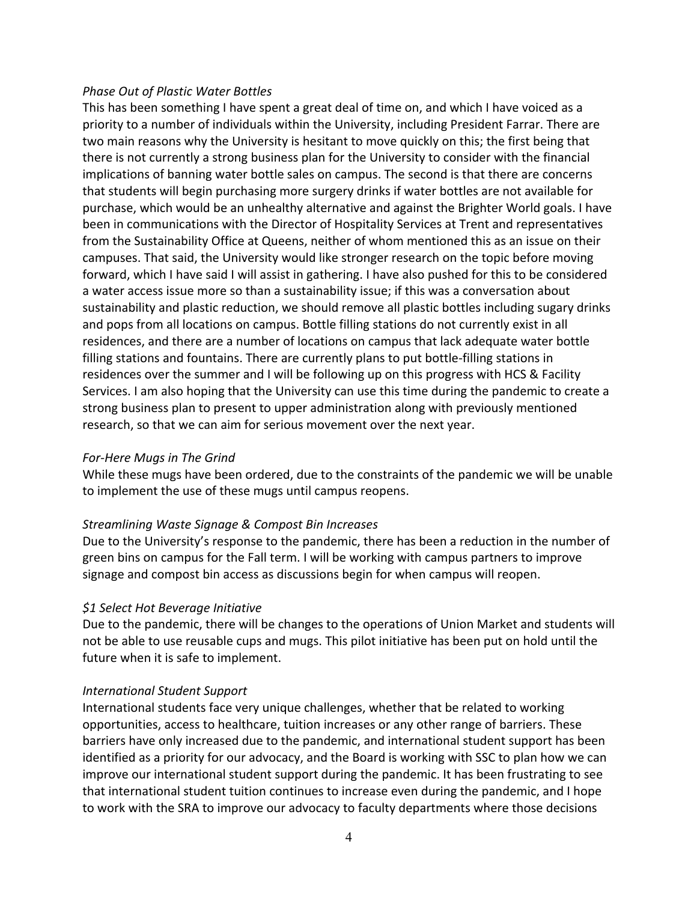*Phase Out of Plastic Water Bottles*

This has been something I have spent a great deal of time on, and which I have voiced as a priority to a number of individuals within the University, including President Farrar. There are two main reasons why the University is hesitant to move quickly on this; the first being that there is not currently a strong business plan for the University to consider with the financial implications of banning water bottle sales on campus. The second is that there are concerns that students will begin purchasing more surgery drinks if water bottles are not available for purchase, which would be an unhealthy alternative and against the Brighter World goals. I have been in communications with the Director of Hospitality Services at Trent and representatives from the Sustainability Office at Queens, neither of whom mentioned this as an issue on their campuses. That said, the University would like stronger research on the topic before moving forward, which I have said I will assist in gathering. I have also pushed for this to be considered a water access issue more so than a sustainability issue; if this was a conversation about sustainability and plastic reduction, we should remove all plastic bottles including sugary drinks and pops from all locations on campus. Bottle filling stations do not currently exist in all residences, and there are a number of locations on campus that lack adequate water bottle filling stations and fountains. There are currently plans to put bottle-filling stations in residences over the summer and I will be following up on this progress with HCS & Facility Services. I am also hoping that the University can use this time during the pandemic to create a strong business plan to present to upper administration along with previously mentioned research, so that we can aim for serious movement over the next year.

*For-Here Mugs in The Grind*

While these mugs have been ordered, due to the constraints of the pandemic we will be unable to implement the use of these mugs until campus reopens.

*Streamlining Waste Signage & Compost Bin Increases*

Due to the University's response to the pandemic, there has been a reduction in the number of green bins on campus for the Fall term. I will be working with campus partners to improve signage and compost bin access as discussions begin for when campus will reopen.

*$1 Select Hot Beverage Initiative*

Due to the pandemic, there will be changes to the operations of Union Market and students will not be able to use reusable cups and mugs. This pilot initiative has been put on hold until the future when it is safe to implement.

*International Student Support*

International students face very unique challenges, whether that be related to working opportunities, access to healthcare, tuition increases or any other range of barriers. These barriers have only increased due to the pandemic, and international student support has been identified as a priority for our advocacy, and the Board is working with SSC to plan how we can improve our international student support during the pandemic. It has been frustrating to see that international student tuition continues to increase even during the pandemic, and I hope to work with the SRA to improve our advocacy to faculty departments where those decisions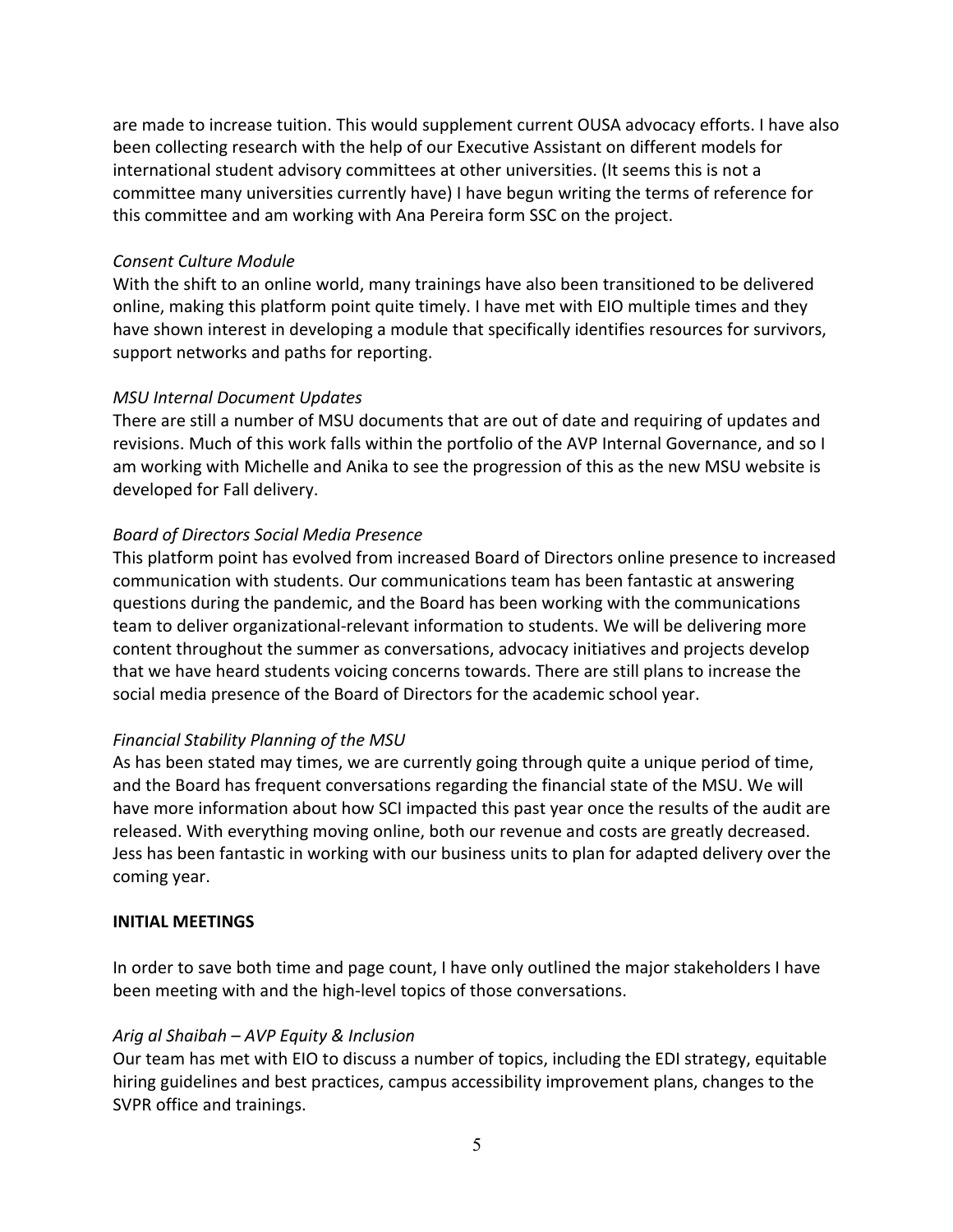are made to increase tuition. This would supplement current OUSA advocacy efforts. I have also been collecting research with the help of our Executive Assistant on different models for international student advisory committees at other universities. (It seems this is not a committee many universities currently have) I have begun writing the terms of reference for this committee and am working with Ana Pereira form SSC on the project.

*Consent Culture Module*

With the shift to an online world, many trainings have also been transitioned to be delivered online, making this platform point quite timely. I have met with EIO multiple times and they have shown interest in developing a module that specifically identifies resources for survivors, support networks and paths for reporting.

*MSU Internal Document Updates*

There are still a number of MSU documents that are out of date and requiring of updates and revisions. Much of this work falls within the portfolio of the AVP Internal Governance, and so I am working with Michelle and Anika to see the progression of this as the new MSU website is developed for Fall delivery.

*Board of Directors Social Media Presence*

This platform point has evolved from increased Board of Directors online presence to increased communication with students. Our communications team has been fantastic at answering questions during the pandemic, and the Board has been working with the communications team to deliver organizational-relevant information to students. We will be delivering more content throughout the summer as conversations, advocacy initiatives and projects develop that we have heard students voicing concerns towards. There are still plans to increase the social media presence of the Board of Directors for the academic school year.

*Financial Stability Planning of the MSU*

As has been stated may times, we are currently going through quite a unique period of time, and the Board has frequent conversations regarding the financial state of the MSU. We will have more information about how SCI impacted this past year once the results of the audit are released. With everything moving online, both our revenue and costs are greatly decreased. Jess has been fantastic in working with our business units to plan for adapted delivery over the coming year.

**INITIAL MEETINGS**

In order to save both time and page count, I have only outlined the major stakeholders I have been meeting with and the high-level topics of those conversations.

*Arig al Shaibah – AVP Equity & Inclusion*

Our team has met with EIO to discuss a number of topics, including the EDI strategy, equitable hiring guidelines and best practices, campus accessibility improvement plans, changes to the SVPR office and trainings.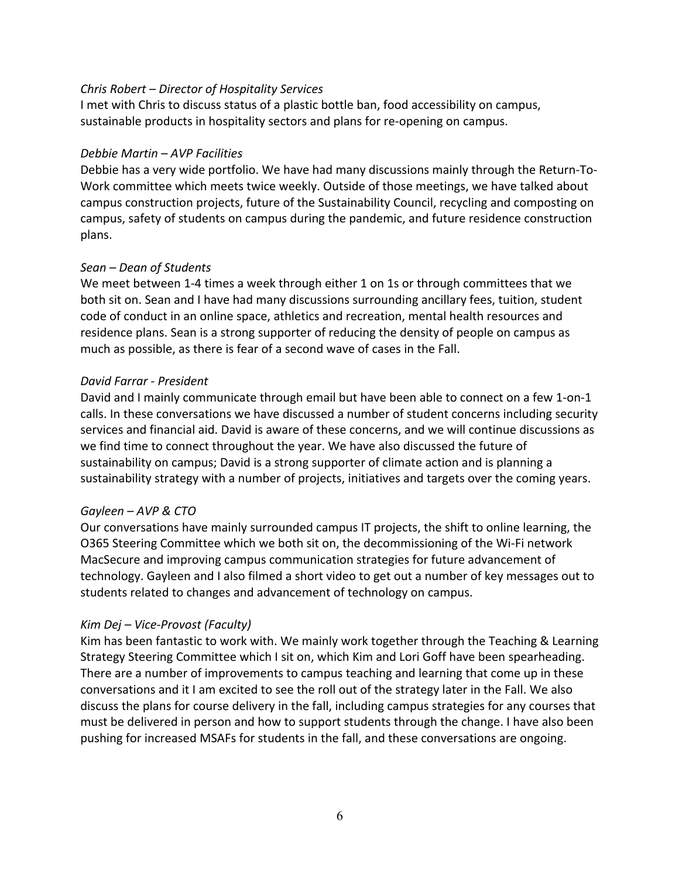*Chris Robert – Director of Hospitality Services*
I met with Chris to discuss status of a plastic bottle ban, food accessibility on campus, sustainable products in hospitality sectors and plans for re-opening on campus.

*Debbie Martin – AVP Facilities*
Debbie has a very wide portfolio. We have had many discussions mainly through the Return-To-Work committee which meets twice weekly. Outside of those meetings, we have talked about campus construction projects, future of the Sustainability Council, recycling and composting on campus, safety of students on campus during the pandemic, and future residence construction plans.

*Sean – Dean of Students*
We meet between 1-4 times a week through either 1 on 1s or through committees that we both sit on. Sean and I have had many discussions surrounding ancillary fees, tuition, student code of conduct in an online space, athletics and recreation, mental health resources and residence plans. Sean is a strong supporter of reducing the density of people on campus as much as possible, as there is fear of a second wave of cases in the Fall.

*David Farrar - President*
David and I mainly communicate through email but have been able to connect on a few 1-on-1 calls. In these conversations we have discussed a number of student concerns including security services and financial aid. David is aware of these concerns, and we will continue discussions as we find time to connect throughout the year. We have also discussed the future of sustainability on campus; David is a strong supporter of climate action and is planning a sustainability strategy with a number of projects, initiatives and targets over the coming years.

*Gayleen – AVP & CTO*
Our conversations have mainly surrounded campus IT projects, the shift to online learning, the O365 Steering Committee which we both sit on, the decommissioning of the Wi-Fi network MacSecure and improving campus communication strategies for future advancement of technology. Gayleen and I also filmed a short video to get out a number of key messages out to students related to changes and advancement of technology on campus.

*Kim Dej – Vice-Provost (Faculty)*
Kim has been fantastic to work with. We mainly work together through the Teaching & Learning Strategy Steering Committee which I sit on, which Kim and Lori Goff have been spearheading. There are a number of improvements to campus teaching and learning that come up in these conversations and it I am excited to see the roll out of the strategy later in the Fall. We also discuss the plans for course delivery in the fall, including campus strategies for any courses that must be delivered in person and how to support students through the change. I have also been pushing for increased MSAFs for students in the fall, and these conversations are ongoing.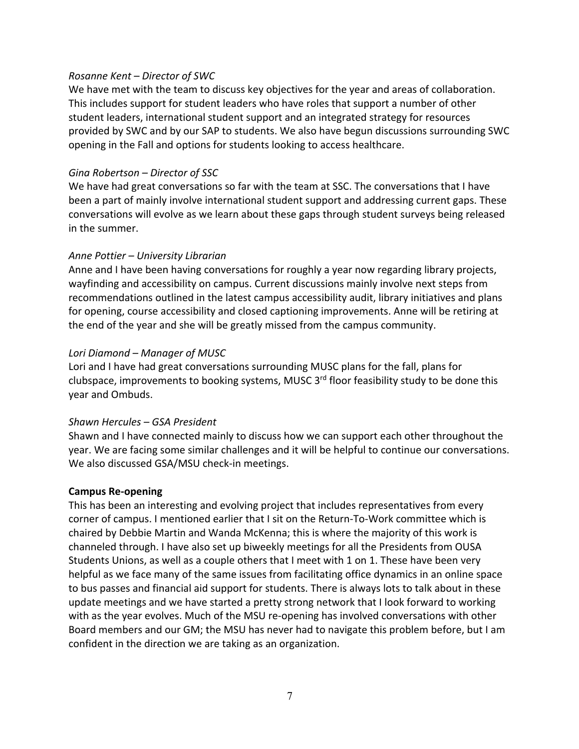*Rosanne Kent – Director of SWC*

We have met with the team to discuss key objectives for the year and areas of collaboration. This includes support for student leaders who have roles that support a number of other student leaders, international student support and an integrated strategy for resources provided by SWC and by our SAP to students. We also have begun discussions surrounding SWC opening in the Fall and options for students looking to access healthcare.

*Gina Robertson – Director of SSC*

We have had great conversations so far with the team at SSC. The conversations that I have been a part of mainly involve international student support and addressing current gaps. These conversations will evolve as we learn about these gaps through student surveys being released in the summer.

*Anne Pottier – University Librarian*

Anne and I have been having conversations for roughly a year now regarding library projects, wayfinding and accessibility on campus. Current discussions mainly involve next steps from recommendations outlined in the latest campus accessibility audit, library initiatives and plans for opening, course accessibility and closed captioning improvements. Anne will be retiring at the end of the year and she will be greatly missed from the campus community.

*Lori Diamond – Manager of MUSC*

Lori and I have had great conversations surrounding MUSC plans for the fall, plans for clubspace, improvements to booking systems, MUSC 3rd floor feasibility study to be done this year and Ombuds.

*Shawn Hercules – GSA President*

Shawn and I have connected mainly to discuss how we can support each other throughout the year. We are facing some similar challenges and it will be helpful to continue our conversations. We also discussed GSA/MSU check-in meetings.

**Campus Re-opening**

This has been an interesting and evolving project that includes representatives from every corner of campus. I mentioned earlier that I sit on the Return-To-Work committee which is chaired by Debbie Martin and Wanda McKenna; this is where the majority of this work is channeled through. I have also set up biweekly meetings for all the Presidents from OUSA Students Unions, as well as a couple others that I meet with 1 on 1. These have been very helpful as we face many of the same issues from facilitating office dynamics in an online space to bus passes and financial aid support for students. There is always lots to talk about in these update meetings and we have started a pretty strong network that I look forward to working with as the year evolves. Much of the MSU re-opening has involved conversations with other Board members and our GM; the MSU has never had to navigate this problem before, but I am confident in the direction we are taking as an organization.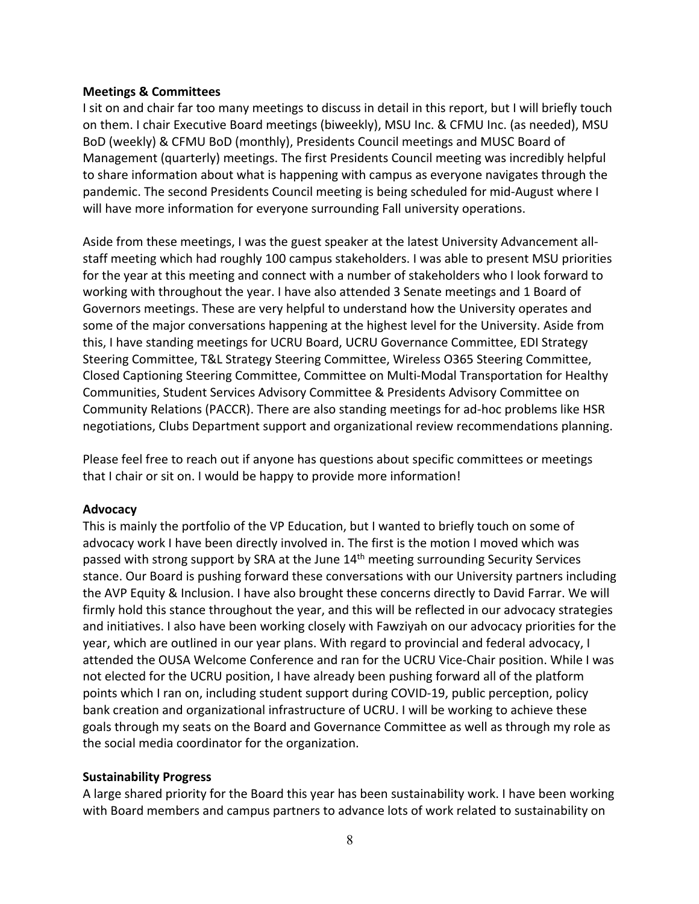**Meetings & Committees**

I sit on and chair far too many meetings to discuss in detail in this report, but I will briefly touch on them. I chair Executive Board meetings (biweekly), MSU Inc. & CFMU Inc. (as needed), MSU BoD (weekly) & CFMU BoD (monthly), Presidents Council meetings and MUSC Board of Management (quarterly) meetings. The first Presidents Council meeting was incredibly helpful to share information about what is happening with campus as everyone navigates through the pandemic. The second Presidents Council meeting is being scheduled for mid-August where I will have more information for everyone surrounding Fall university operations.

Aside from these meetings, I was the guest speaker at the latest University Advancement all-staff meeting which had roughly 100 campus stakeholders. I was able to present MSU priorities for the year at this meeting and connect with a number of stakeholders who I look forward to working with throughout the year. I have also attended 3 Senate meetings and 1 Board of Governors meetings. These are very helpful to understand how the University operates and some of the major conversations happening at the highest level for the University. Aside from this, I have standing meetings for UCRU Board, UCRU Governance Committee, EDI Strategy Steering Committee, T&L Strategy Steering Committee, Wireless O365 Steering Committee, Closed Captioning Steering Committee, Committee on Multi-Modal Transportation for Healthy Communities, Student Services Advisory Committee & Presidents Advisory Committee on Community Relations (PACCR). There are also standing meetings for ad-hoc problems like HSR negotiations, Clubs Department support and organizational review recommendations planning.

Please feel free to reach out if anyone has questions about specific committees or meetings that I chair or sit on. I would be happy to provide more information!

**Advocacy**

This is mainly the portfolio of the VP Education, but I wanted to briefly touch on some of advocacy work I have been directly involved in. The first is the motion I moved which was passed with strong support by SRA at the June 14th meeting surrounding Security Services stance. Our Board is pushing forward these conversations with our University partners including the AVP Equity & Inclusion. I have also brought these concerns directly to David Farrar. We will firmly hold this stance throughout the year, and this will be reflected in our advocacy strategies and initiatives. I also have been working closely with Fawziyah on our advocacy priorities for the year, which are outlined in our year plans. With regard to provincial and federal advocacy, I attended the OUSA Welcome Conference and ran for the UCRU Vice-Chair position. While I was not elected for the UCRU position, I have already been pushing forward all of the platform points which I ran on, including student support during COVID-19, public perception, policy bank creation and organizational infrastructure of UCRU. I will be working to achieve these goals through my seats on the Board and Governance Committee as well as through my role as the social media coordinator for the organization.

**Sustainability Progress**

A large shared priority for the Board this year has been sustainability work. I have been working with Board members and campus partners to advance lots of work related to sustainability on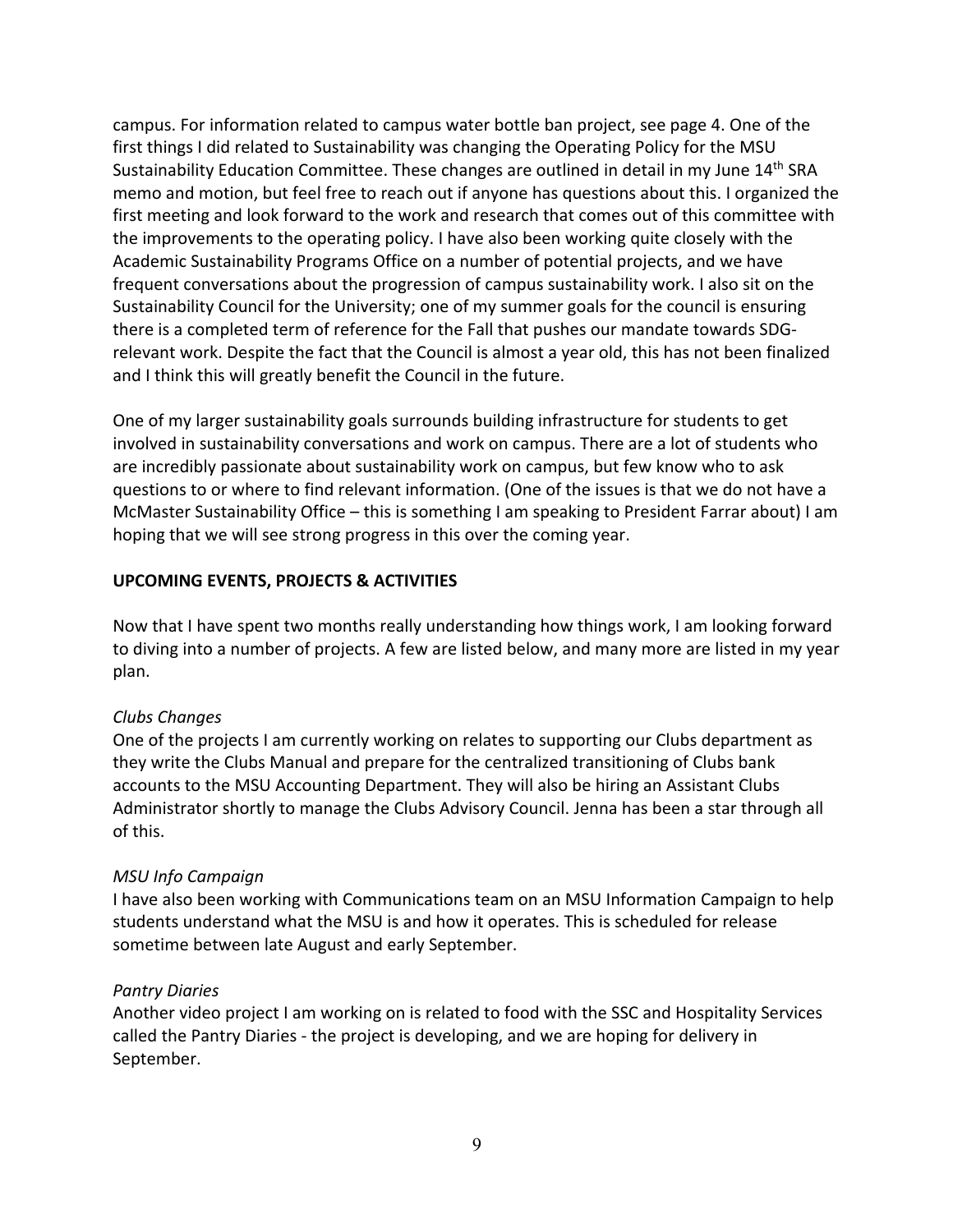campus. For information related to campus water bottle ban project, see page 4. One of the first things I did related to Sustainability was changing the Operating Policy for the MSU Sustainability Education Committee. These changes are outlined in detail in my June 14th SRA memo and motion, but feel free to reach out if anyone has questions about this. I organized the first meeting and look forward to the work and research that comes out of this committee with the improvements to the operating policy. I have also been working quite closely with the Academic Sustainability Programs Office on a number of potential projects, and we have frequent conversations about the progression of campus sustainability work. I also sit on the Sustainability Council for the University; one of my summer goals for the council is ensuring there is a completed term of reference for the Fall that pushes our mandate towards SDG-relevant work. Despite the fact that the Council is almost a year old, this has not been finalized and I think this will greatly benefit the Council in the future.

One of my larger sustainability goals surrounds building infrastructure for students to get involved in sustainability conversations and work on campus. There are a lot of students who are incredibly passionate about sustainability work on campus, but few know who to ask questions to or where to find relevant information. (One of the issues is that we do not have a McMaster Sustainability Office – this is something I am speaking to President Farrar about) I am hoping that we will see strong progress in this over the coming year.

**UPCOMING EVENTS, PROJECTS & ACTIVITIES**

Now that I have spent two months really understanding how things work, I am looking forward to diving into a number of projects. A few are listed below, and many more are listed in my year plan.

*Clubs Changes*
One of the projects I am currently working on relates to supporting our Clubs department as they write the Clubs Manual and prepare for the centralized transitioning of Clubs bank accounts to the MSU Accounting Department. They will also be hiring an Assistant Clubs Administrator shortly to manage the Clubs Advisory Council. Jenna has been a star through all of this.

*MSU Info Campaign*
I have also been working with Communications team on an MSU Information Campaign to help students understand what the MSU is and how it operates. This is scheduled for release sometime between late August and early September.

*Pantry Diaries*
Another video project I am working on is related to food with the SSC and Hospitality Services called the Pantry Diaries - the project is developing, and we are hoping for delivery in September.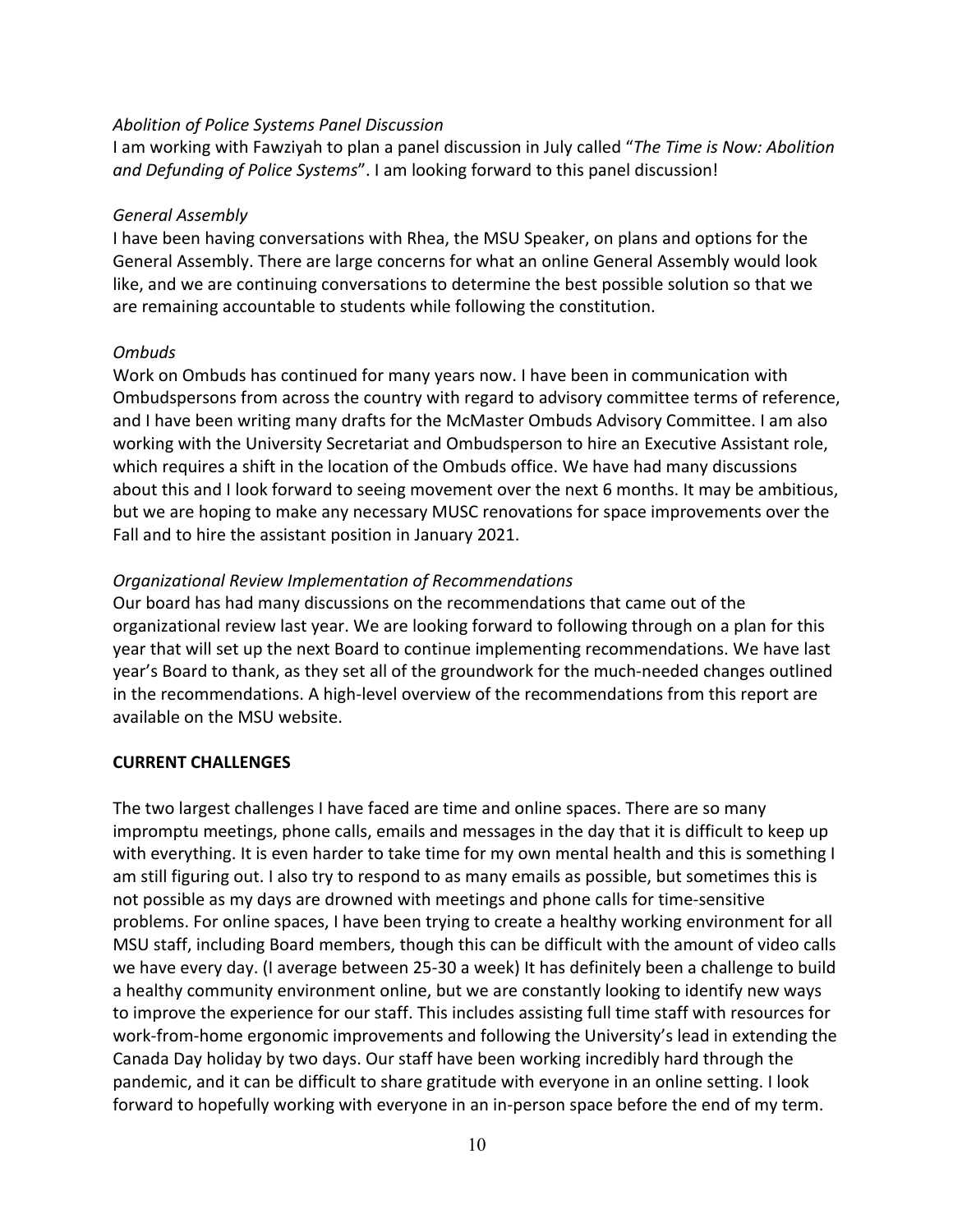*Abolition of Police Systems Panel Discussion*

I am working with Fawziyah to plan a panel discussion in July called "*The Time is Now: Abolition and Defunding of Police Systems*". I am looking forward to this panel discussion!

*General Assembly*

I have been having conversations with Rhea, the MSU Speaker, on plans and options for the General Assembly. There are large concerns for what an online General Assembly would look like, and we are continuing conversations to determine the best possible solution so that we are remaining accountable to students while following the constitution.

*Ombuds*

Work on Ombuds has continued for many years now. I have been in communication with Ombudspersons from across the country with regard to advisory committee terms of reference, and I have been writing many drafts for the McMaster Ombuds Advisory Committee. I am also working with the University Secretariat and Ombudsperson to hire an Executive Assistant role, which requires a shift in the location of the Ombuds office. We have had many discussions about this and I look forward to seeing movement over the next 6 months. It may be ambitious, but we are hoping to make any necessary MUSC renovations for space improvements over the Fall and to hire the assistant position in January 2021.

*Organizational Review Implementation of Recommendations*

Our board has had many discussions on the recommendations that came out of the organizational review last year. We are looking forward to following through on a plan for this year that will set up the next Board to continue implementing recommendations. We have last year's Board to thank, as they set all of the groundwork for the much-needed changes outlined in the recommendations. A high-level overview of the recommendations from this report are available on the MSU website.

**CURRENT CHALLENGES**

The two largest challenges I have faced are time and online spaces. There are so many impromptu meetings, phone calls, emails and messages in the day that it is difficult to keep up with everything. It is even harder to take time for my own mental health and this is something I am still figuring out. I also try to respond to as many emails as possible, but sometimes this is not possible as my days are drowned with meetings and phone calls for time-sensitive problems. For online spaces, I have been trying to create a healthy working environment for all MSU staff, including Board members, though this can be difficult with the amount of video calls we have every day. (I average between 25-30 a week) It has definitely been a challenge to build a healthy community environment online, but we are constantly looking to identify new ways to improve the experience for our staff. This includes assisting full time staff with resources for work-from-home ergonomic improvements and following the University's lead in extending the Canada Day holiday by two days. Our staff have been working incredibly hard through the pandemic, and it can be difficult to share gratitude with everyone in an online setting. I look forward to hopefully working with everyone in an in-person space before the end of my term.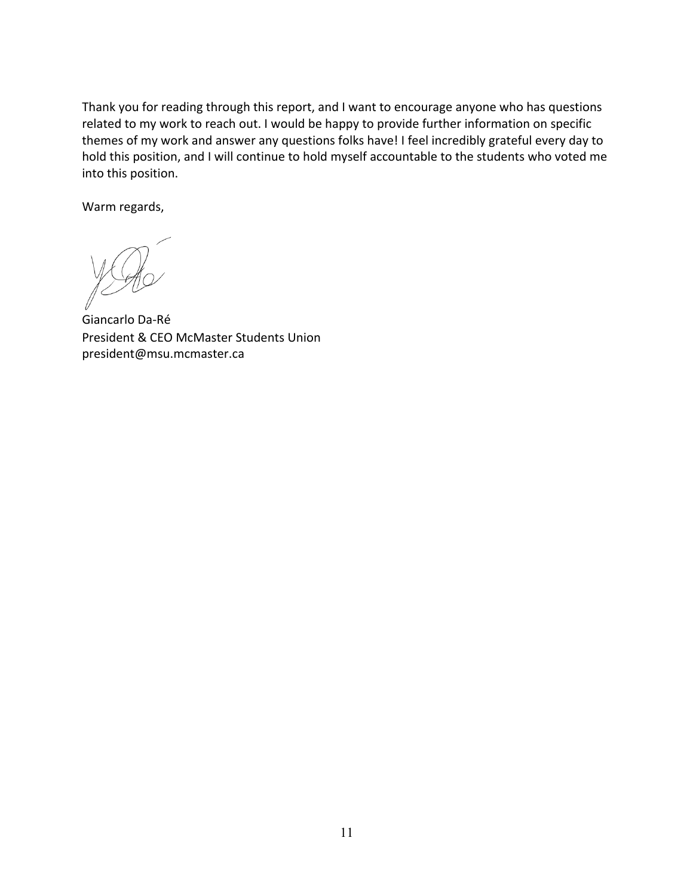Thank you for reading through this report, and I want to encourage anyone who has questions related to my work to reach out. I would be happy to provide further information on specific themes of my work and answer any questions folks have! I feel incredibly grateful every day to hold this position, and I will continue to hold myself accountable to the students who voted me into this position.

Warm regards,

Giancarlo Da-Ré
President & CEO McMaster Students Union
president@msu.mcmaster.ca